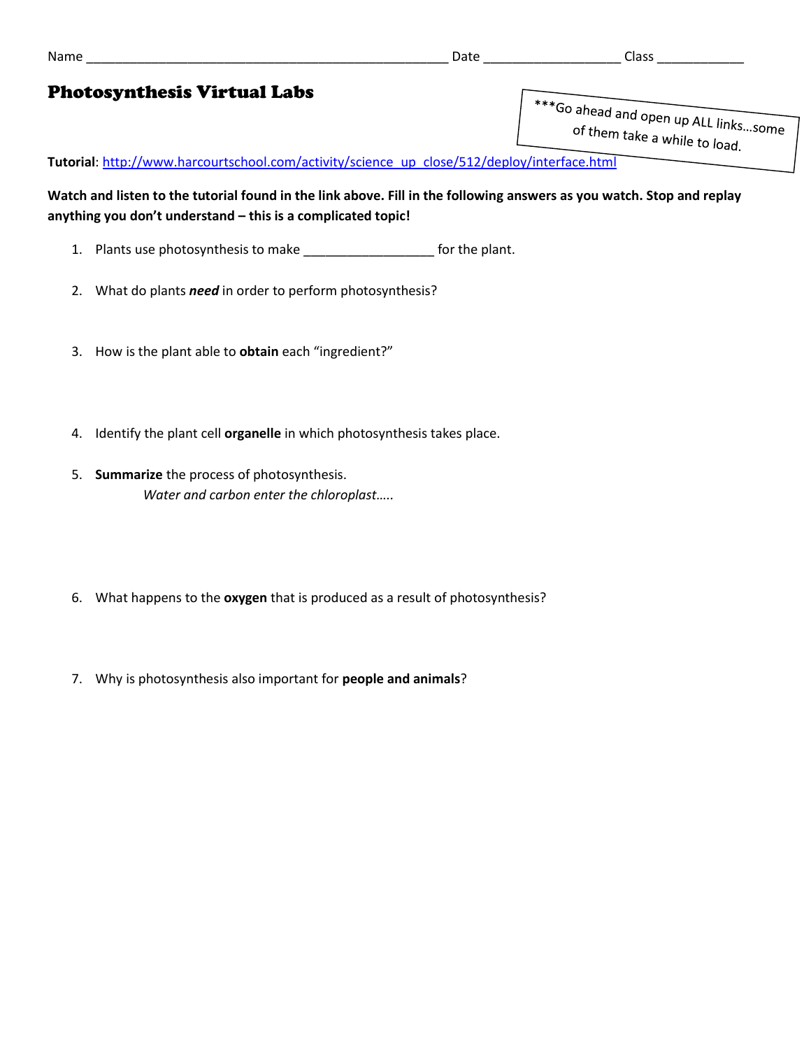Name ___________________________________________________ Date ___________________ Class ____________

# Photosynthesis Virtual Labs

***Go ahead and open up ALL links…some of them take a while to load.

**Tutorial**: http://www.harcourtschool.com/activity/science_up_close/512/deploy/interface.html

**Watch and listen to the tutorial found in the link above. Fill in the following answers as you watch. Stop and replay anything you don't understand – this is a complicated topic!**

1. Plants use photosynthesis to make __________________ for the plant.
2. What do plants ***need*** in order to perform photosynthesis?
3. How is the plant able to **obtain** each "ingredient?"
4. Identify the plant cell **organelle** in which photosynthesis takes place.
5. **Summarize** the process of photosynthesis.

   *Water and carbon enter the chloroplast…..*
6. What happens to the **oxygen** that is produced as a result of photosynthesis?
7. Why is photosynthesis also important for **people and animals**?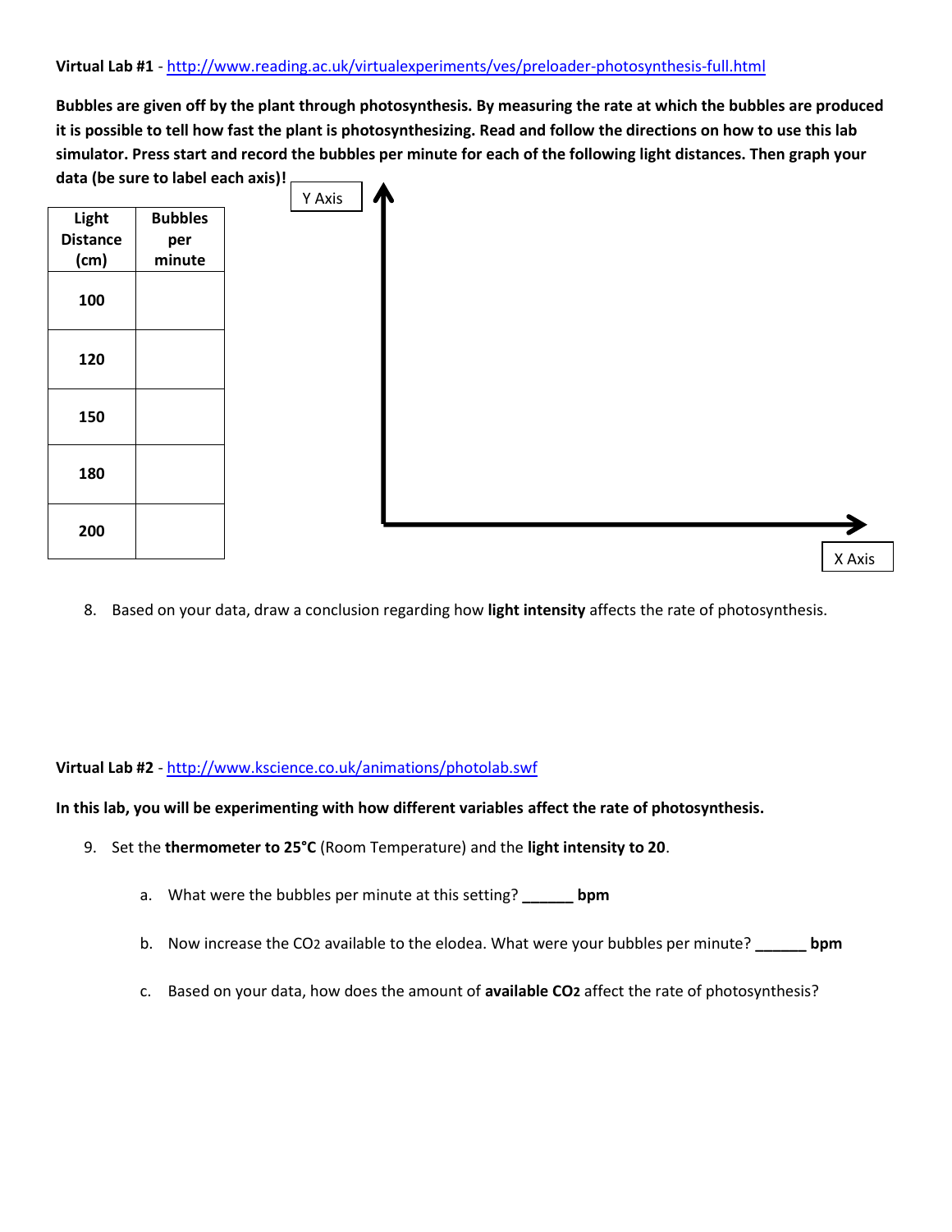**Virtual Lab #1** - http://www.reading.ac.uk/virtualexperiments/ves/preloader-photosynthesis-full.html

**Bubbles are given off by the plant through photosynthesis. By measuring the rate at which the bubbles are produced it is possible to tell how fast the plant is photosynthesizing. Read and follow the directions on how to use this lab simulator. Press start and record the bubbles per minute for each of the following light distances. Then graph your data (be sure to label each axis)!**

| Light Distance (cm) | Bubbles per minute |
|---|---|
| 100 | |
| 120 | |
| 150 | |
| 180 | |
| 200 | |

Y Axis

X Axis

8. Based on your data, draw a conclusion regarding how **light intensity** affects the rate of photosynthesis.

**Virtual Lab #2** - http://www.kscience.co.uk/animations/photolab.swf

**In this lab, you will be experimenting with how different variables affect the rate of photosynthesis.**

9. Set the **thermometer to 25°C** (Room Temperature) and the **light intensity to 20**.

   a. What were the bubbles per minute at this setting? ______ **bpm**

   b. Now increase the $CO_2$ available to the elodea. What were your bubbles per minute? ______ **bpm**

   c. Based on your data, how does the amount of **available $CO_2$** affect the rate of photosynthesis?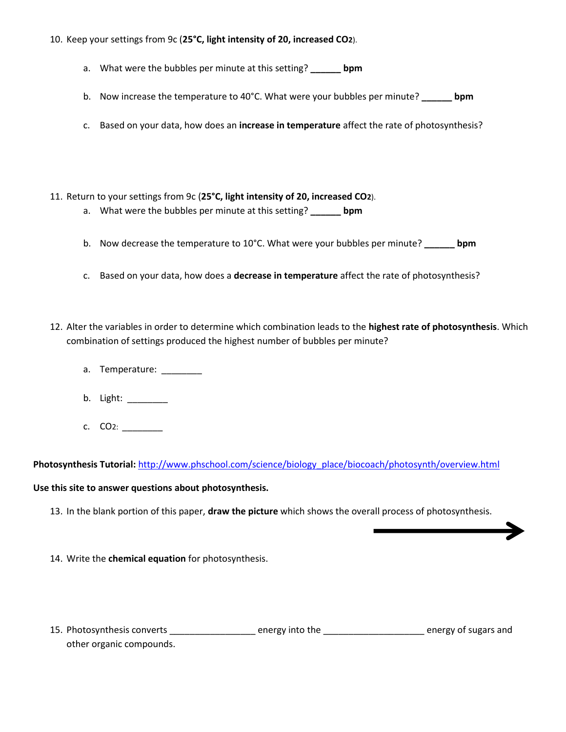10. Keep your settings from 9c (**25°C, light intensity of 20, increased $CO_2$**).

    a. What were the bubbles per minute at this setting? ______ **bpm**

    b. Now increase the temperature to 40°C. What were your bubbles per minute? ______ **bpm**

    c. Based on your data, how does an **increase in temperature** affect the rate of photosynthesis?

11. Return to your settings from 9c (**25°C, light intensity of 20, increased $CO_2$**).

    a. What were the bubbles per minute at this setting? ______ **bpm**

    b. Now decrease the temperature to 10°C. What were your bubbles per minute? ______ **bpm**

    c. Based on your data, how does a **decrease in temperature** affect the rate of photosynthesis?

12. Alter the variables in order to determine which combination leads to the **highest rate of photosynthesis**. Which combination of settings produced the highest number of bubbles per minute?

    a. Temperature: ________

    b. Light: ________

    c. $CO_2$: ________

**Photosynthesis Tutorial:** http://www.phschool.com/science/biology_place/biocoach/photosynth/overview.html

**Use this site to answer questions about photosynthesis.**

13. In the blank portion of this paper, **draw the picture** which shows the overall process of photosynthesis.

$$\longrightarrow$$

14. Write the **chemical equation** for photosynthesis.

15. Photosynthesis converts _________________ energy into the ____________________ energy of sugars and other organic compounds.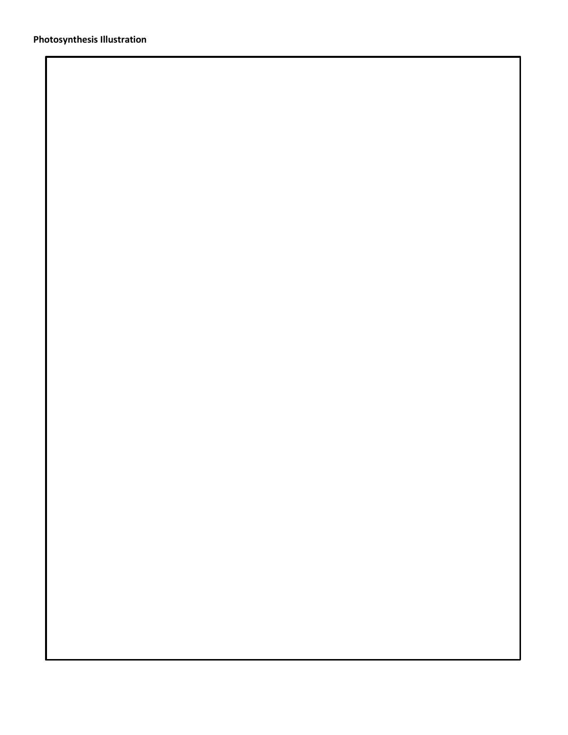**Photosynthesis Illustration**